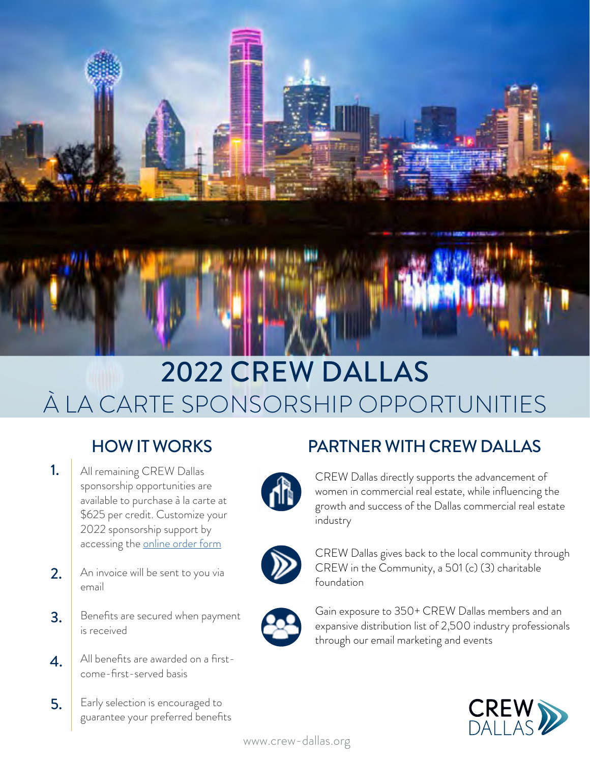# 2022 CREW DALLAS

## À LA CARTE SPONSORSHIP OPPORTUNITIES

### HOW IT WORKS

1. All remaining CREW Dallas sponsorship opportunities are available to purchase à la carte at $625 per credit. Customize your 2022 sponsorship support by accessing the online order form
2. An invoice will be sent to you via email
3. Benefits are secured when payment is received
4. All benefits are awarded on a first-come-first-served basis
5. Early selection is encouraged to guarantee your preferred benefits

### PARTNER WITH CREW DALLAS

CREW Dallas directly supports the advancement of women in commercial real estate, while influencing the growth and success of the Dallas commercial real estate industry

CREW Dallas gives back to the local community through CREW in the Community, a 501 (c) (3) charitable foundation

Gain exposure to 350+ CREW Dallas members and an expansive distribution list of 2,500 industry professionals through our email marketing and events

CREW DALLAS

www.crew-dallas.org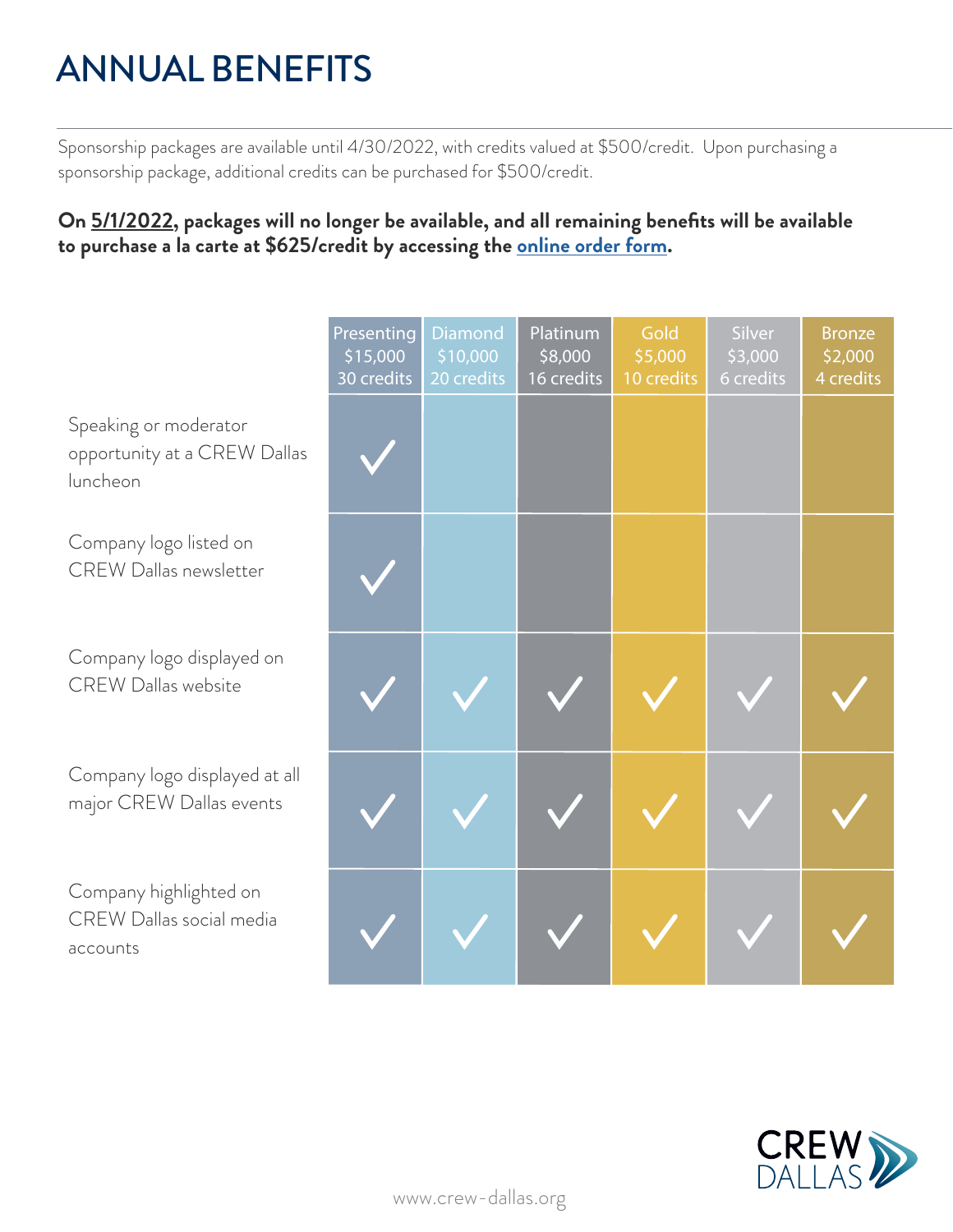# ANNUAL BENEFITS

Sponsorship packages are available until 4/30/2022, with credits valued at $500/credit. Upon purchasing a sponsorship package, additional credits can be purchased for $500/credit.

**On 5/1/2022, packages will no longer be available, and all remaining benefits will be available to purchase a la carte at $625/credit by accessing the online order form.**

| | Presenting $15,000 30 credits | Diamond $10,000 20 credits | Platinum $8,000 16 credits | Gold $5,000 10 credits | Silver $3,000 6 credits | Bronze $2,000 4 credits |
|---|---|---|---|---|---|---|
| Speaking or moderator opportunity at a CREW Dallas luncheon | ✓ | | | | | |
| Company logo listed on CREW Dallas newsletter | ✓ | | | | | |
| Company logo displayed on CREW Dallas website | ✓ | ✓ | ✓ | ✓ | ✓ | ✓ |
| Company logo displayed at all major CREW Dallas events | ✓ | ✓ | ✓ | ✓ | ✓ | ✓ |
| Company highlighted on CREW Dallas social media accounts | ✓ | ✓ | ✓ | ✓ | ✓ | ✓ |

CREW DALLAS

www.crew-dallas.org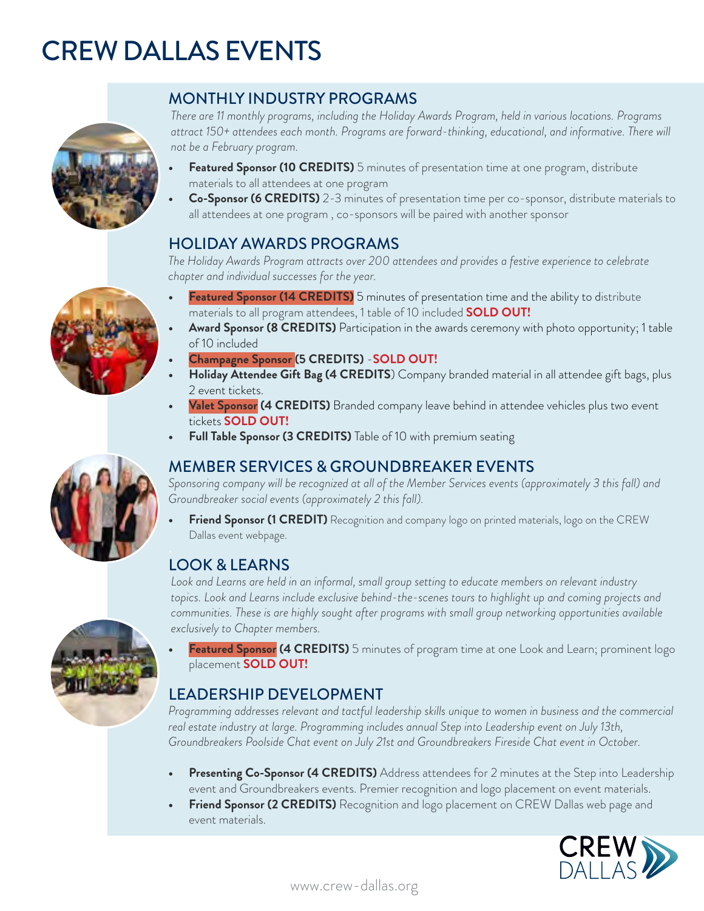# CREW DALLAS EVENTS

## MONTHLY INDUSTRY PROGRAMS

*There are 11 monthly programs, including the Holiday Awards Program, held in various locations. Programs attract 150+ attendees each month. Programs are forward-thinking, educational, and informative. There will not be a February program.*

- **Featured Sponsor (10 CREDITS)** 5 minutes of presentation time at one program, distribute materials to all attendees at one program
- **Co-Sponsor (6 CREDITS)** 2-3 minutes of presentation time per co-sponsor, distribute materials to all attendees at one program , co-sponsors will be paired with another sponsor

## HOLIDAY AWARDS PROGRAMS

*The Holiday Awards Program attracts over 200 attendees and provides a festive experience to celebrate chapter and individual successes for the year.*

- **Featured Sponsor (14 CREDITS)** 5 minutes of presentation time and the ability to distribute materials to all program attendees, 1 table of 10 included **SOLD OUT!**
- **Award Sponsor (8 CREDITS)** Participation in the awards ceremony with photo opportunity; 1 table of 10 included
- **Champagne Sponsor (5 CREDITS)** -**SOLD OUT!**
- **Holiday Attendee Gift Bag (4 CREDITS**) Company branded material in all attendee gift bags, plus 2 event tickets.
- **Valet Sponsor (4 CREDITS)** Branded company leave behind in attendee vehicles plus two event tickets **SOLD OUT!**
- **Full Table Sponsor (3 CREDITS)** Table of 10 with premium seating

## MEMBER SERVICES & GROUNDBREAKER EVENTS

*Sponsoring company will be recognized at all of the Member Services events (approximately 3 this fall) and Groundbreaker social events (approximately 2 this fall).*

- **Friend Sponsor (1 CREDIT)** Recognition and company logo on printed materials, logo on the CREW Dallas event webpage.

## LOOK & LEARNS

*Look and Learns are held in an informal, small group setting to educate members on relevant industry topics. Look and Learns include exclusive behind-the-scenes tours to highlight up and coming projects and communities. These is are highly sought after programs with small group networking opportunities available exclusively to Chapter members.*

- **Featured Sponsor (4 CREDITS)** 5 minutes of program time at one Look and Learn; prominent logo placement **SOLD OUT!**

## LEADERSHIP DEVELOPMENT

*Programming addresses relevant and tactful leadership skills unique to women in business and the commercial real estate industry at large. Programming includes annual Step into Leadership event on July 13th, Groundbreakers Poolside Chat event on July 21st and Groundbreakers Fireside Chat event in October.*

- **Presenting Co-Sponsor (4 CREDITS)** Address attendees for 2 minutes at the Step into Leadership event and Groundbreakers events. Premier recognition and logo placement on event materials.
- **Friend Sponsor (2 CREDITS)** Recognition and logo placement on CREW Dallas web page and event materials.

CREW DALLAS

www.crew-dallas.org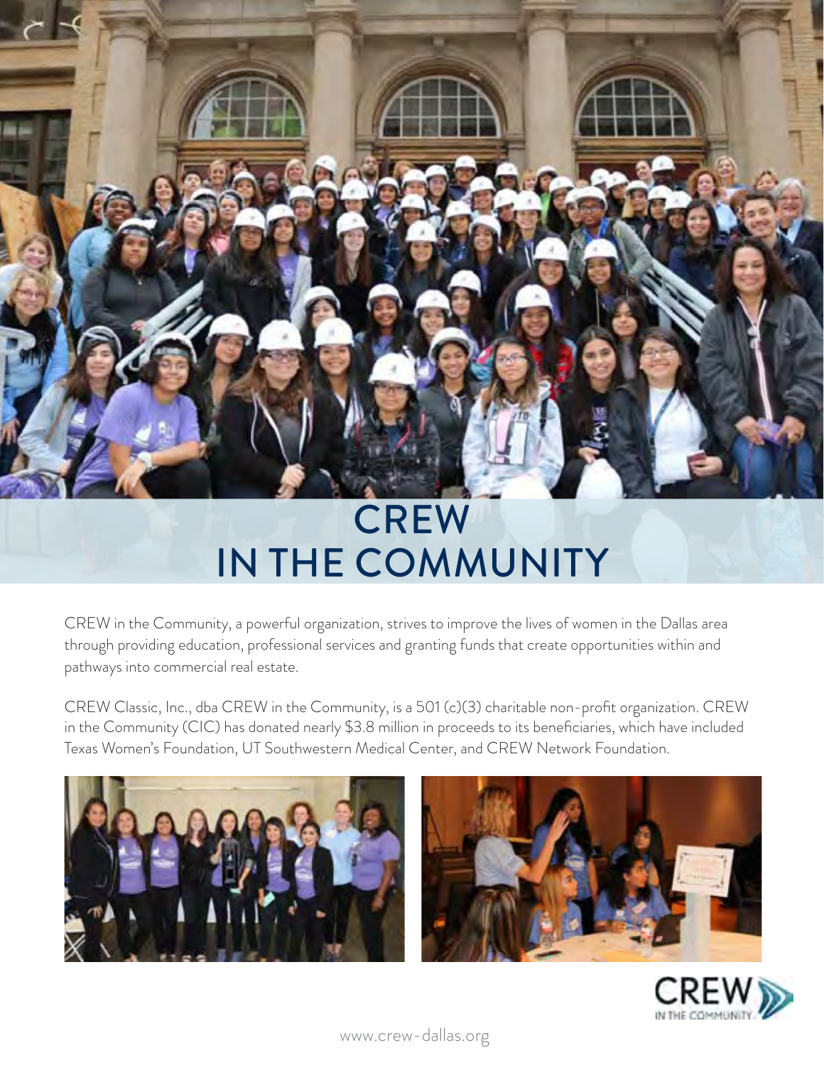# CREW IN THE COMMUNITY

CREW in the Community, a powerful organization, strives to improve the lives of women in the Dallas area through providing education, professional services and granting funds that create opportunities within and pathways into commercial real estate.

CREW Classic, Inc., dba CREW in the Community, is a 501 (c)(3) charitable non-profit organization. CREW in the Community (CIC) has donated nearly $3.8 million in proceeds to its beneficiaries, which have included Texas Women's Foundation, UT Southwestern Medical Center, and CREW Network Foundation.

www.crew-dallas.org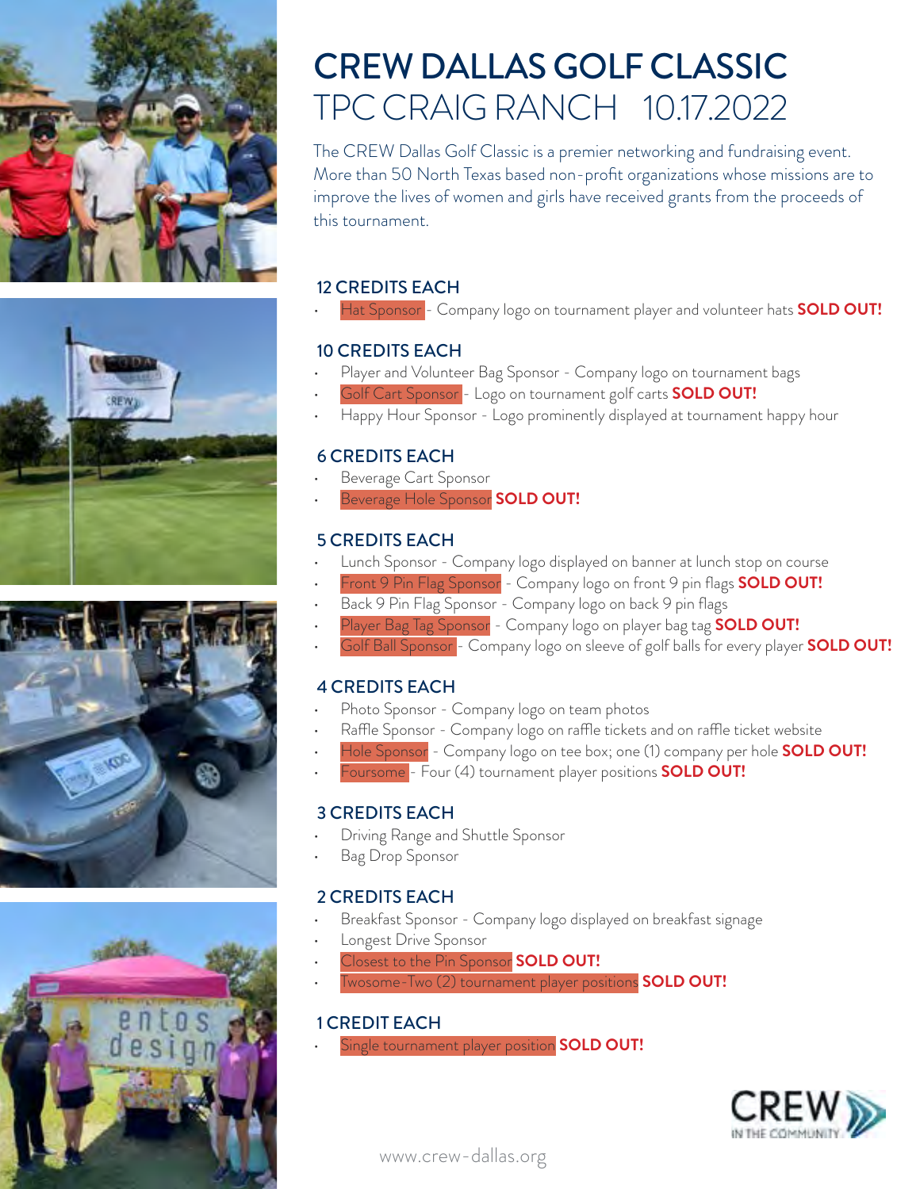# CREW DALLAS GOLF CLASSIC

## TPC CRAIG RANCH 10.17.2022

The CREW Dallas Golf Classic is a premier networking and fundraising event. More than 50 North Texas based non-profit organizations whose missions are to improve the lives of women and girls have received grants from the proceeds of this tournament.

### 12 CREDITS EACH

- Hat Sponsor - Company logo on tournament player and volunteer hats **SOLD OUT!**

### 10 CREDITS EACH

- Player and Volunteer Bag Sponsor - Company logo on tournament bags
- Golf Cart Sponsor - Logo on tournament golf carts **SOLD OUT!**
- Happy Hour Sponsor - Logo prominently displayed at tournament happy hour

### 6 CREDITS EACH

- Beverage Cart Sponsor
- Beverage Hole Sponsor **SOLD OUT!**

### 5 CREDITS EACH

- Lunch Sponsor - Company logo displayed on banner at lunch stop on course
- Front 9 Pin Flag Sponsor - Company logo on front 9 pin flags **SOLD OUT!**
- Back 9 Pin Flag Sponsor - Company logo on back 9 pin flags
- Player Bag Tag Sponsor - Company logo on player bag tag **SOLD OUT!**
- Golf Ball Sponsor - Company logo on sleeve of golf balls for every player **SOLD OUT!**

### 4 CREDITS EACH

- Photo Sponsor - Company logo on team photos
- Raffle Sponsor - Company logo on raffle tickets and on raffle ticket website
- Hole Sponsor - Company logo on tee box; one (1) company per hole **SOLD OUT!**
- Foursome - Four (4) tournament player positions **SOLD OUT!**

### 3 CREDITS EACH

- Driving Range and Shuttle Sponsor
- Bag Drop Sponsor

### 2 CREDITS EACH

- Breakfast Sponsor - Company logo displayed on breakfast signage
- Longest Drive Sponsor
- Closest to the Pin Sponsor **SOLD OUT!**
- Twosome-Two (2) tournament player positions **SOLD OUT!**

### 1 CREDIT EACH

- Single tournament player position **SOLD OUT!**

CREW IN THE COMMUNITY

www.crew-dallas.org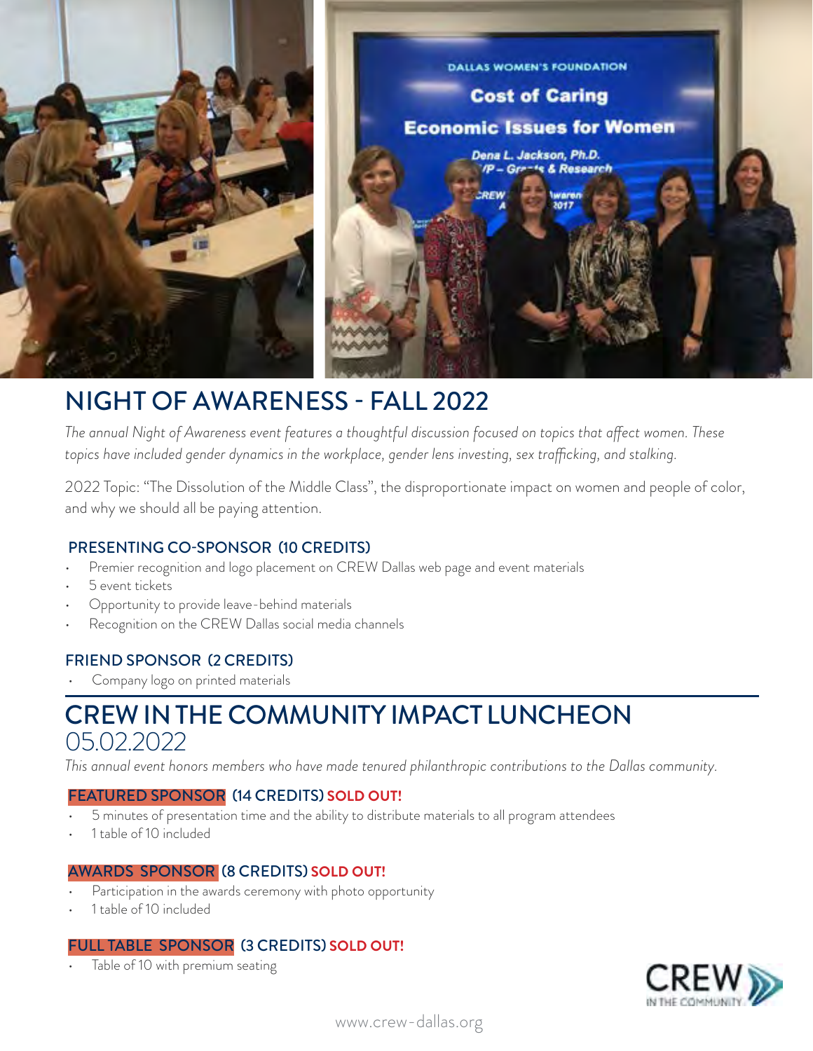# NIGHT OF AWARENESS - FALL 2022

*The annual Night of Awareness event features a thoughtful discussion focused on topics that affect women. These topics have included gender dynamics in the workplace, gender lens investing, sex trafficking, and stalking.*

2022 Topic: “The Dissolution of the Middle Class”, the disproportionate impact on women and people of color, and why we should all be paying attention.

### PRESENTING CO-SPONSOR (10 CREDITS)

- Premier recognition and logo placement on CREW Dallas web page and event materials
- 5 event tickets
- Opportunity to provide leave-behind materials
- Recognition on the CREW Dallas social media channels

### FRIEND SPONSOR (2 CREDITS)

- Company logo on printed materials

# CREW IN THE COMMUNITY IMPACT LUNCHEON

## 05.02.2022

*This annual event honors members who have made tenured philanthropic contributions to the Dallas community.*

### FEATURED SPONSOR (14 CREDITS) SOLD OUT!

- 5 minutes of presentation time and the ability to distribute materials to all program attendees
- 1 table of 10 included

### AWARDS SPONSOR (8 CREDITS) SOLD OUT!

- Participation in the awards ceremony with photo opportunity
- 1 table of 10 included

### FULL TABLE SPONSOR (3 CREDITS) SOLD OUT!

- Table of 10 with premium seating

www.crew-dallas.org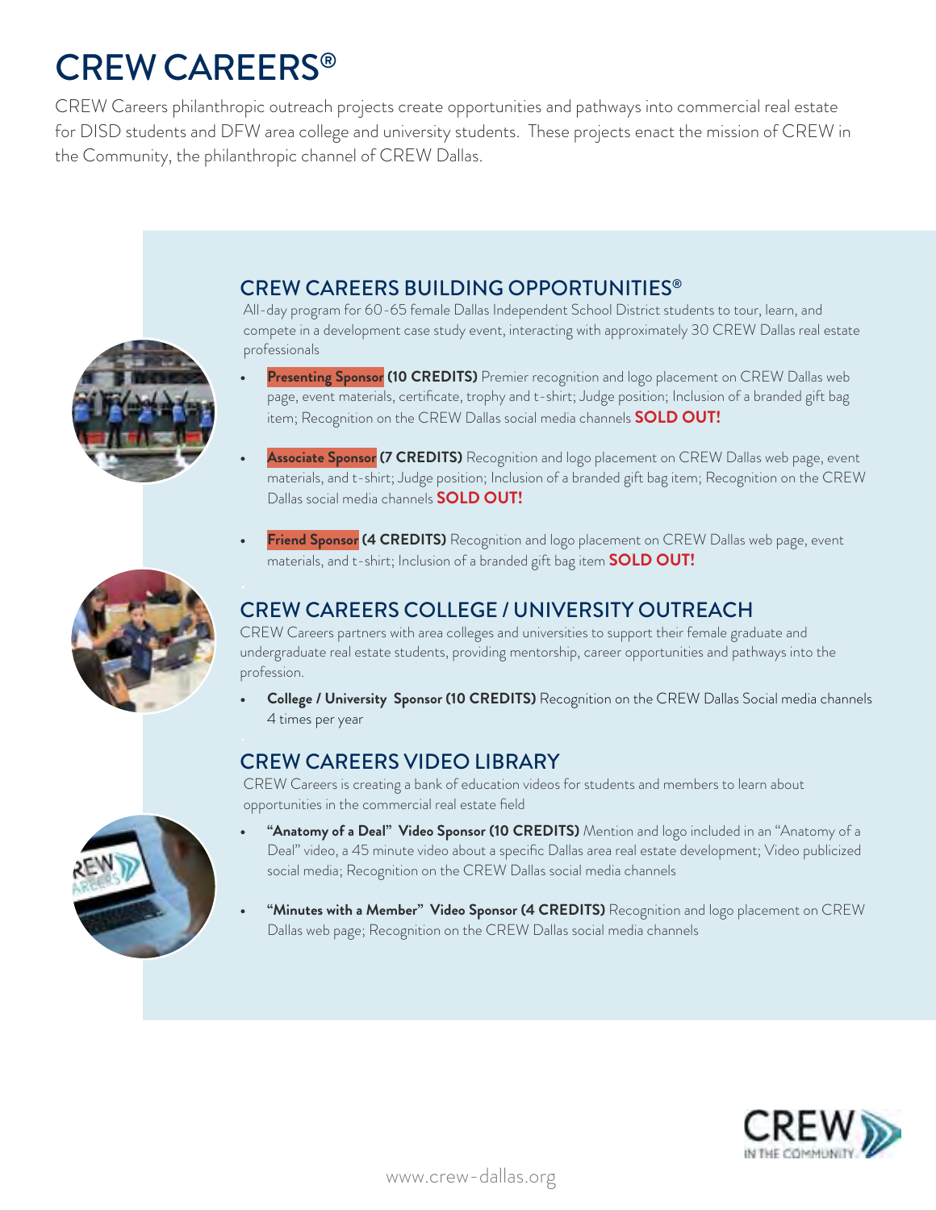# CREW CAREERS®

CREW Careers philanthropic outreach projects create opportunities and pathways into commercial real estate for DISD students and DFW area college and university students. These projects enact the mission of CREW in the Community, the philanthropic channel of CREW Dallas.

## CREW CAREERS BUILDING OPPORTUNITIES®

All-day program for 60-65 female Dallas Independent School District students to tour, learn, and compete in a development case study event, interacting with approximately 30 CREW Dallas real estate professionals

- **Presenting Sponsor (10 CREDITS)** Premier recognition and logo placement on CREW Dallas web page, event materials, certificate, trophy and t-shirt; Judge position; Inclusion of a branded gift bag item; Recognition on the CREW Dallas social media channels **SOLD OUT!**
- **Associate Sponsor (7 CREDITS)** Recognition and logo placement on CREW Dallas web page, event materials, and t-shirt; Judge position; Inclusion of a branded gift bag item; Recognition on the CREW Dallas social media channels **SOLD OUT!**
- **Friend Sponsor (4 CREDITS)** Recognition and logo placement on CREW Dallas web page, event materials, and t-shirt; Inclusion of a branded gift bag item **SOLD OUT!**

## CREW CAREERS COLLEGE / UNIVERSITY OUTREACH

CREW Careers partners with area colleges and universities to support their female graduate and undergraduate real estate students, providing mentorship, career opportunities and pathways into the profession.

- **College / University Sponsor (10 CREDITS)** Recognition on the CREW Dallas Social media channels 4 times per year

## CREW CAREERS VIDEO LIBRARY

CREW Careers is creating a bank of education videos for students and members to learn about opportunities in the commercial real estate field

- **"Anatomy of a Deal" Video Sponsor (10 CREDITS)** Mention and logo included in an "Anatomy of a Deal" video, a 45 minute video about a specific Dallas area real estate development; Video publicized social media; Recognition on the CREW Dallas social media channels
- **"Minutes with a Member" Video Sponsor (4 CREDITS)** Recognition and logo placement on CREW Dallas web page; Recognition on the CREW Dallas social media channels

CREW IN THE COMMUNITY

www.crew-dallas.org